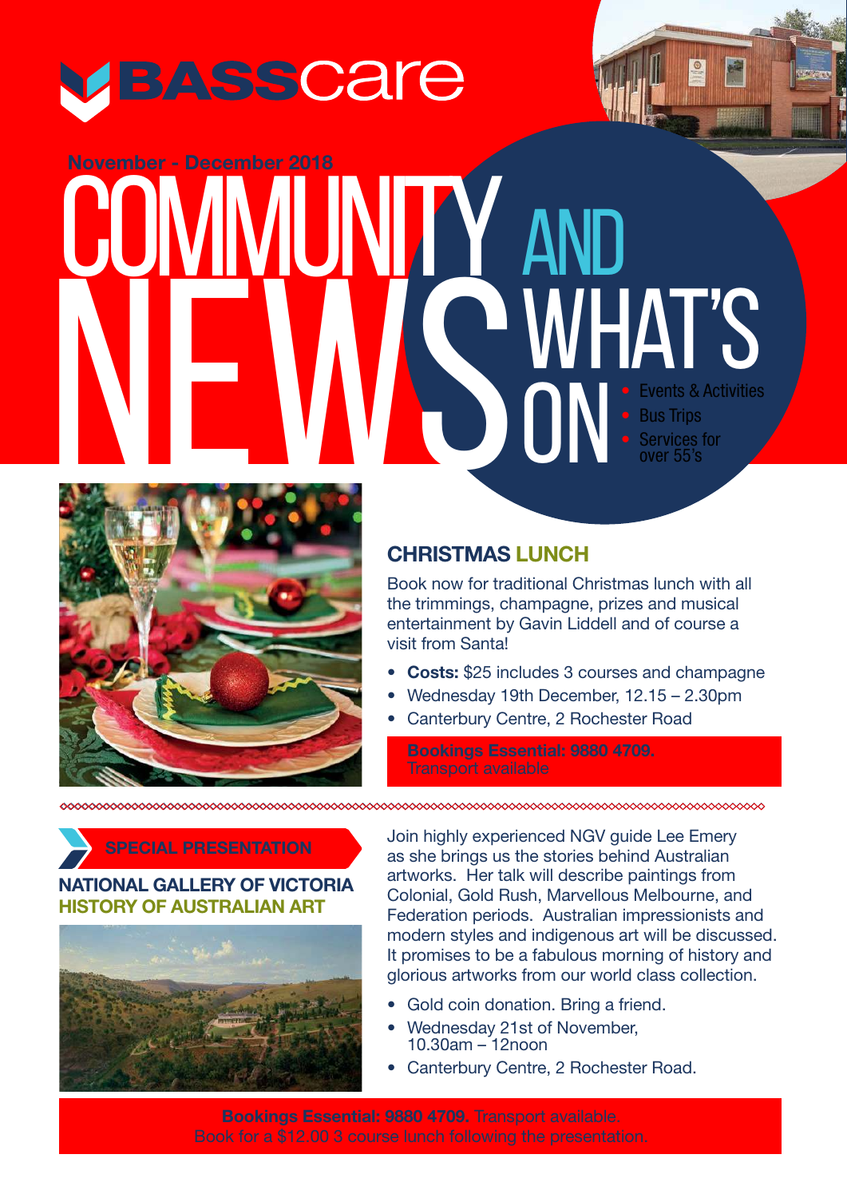# BASScare

November - December 2018

# COMMUNITY NEWS AND WHAT'S ON

- Events & Activities
- Bus Trips
- Services for over 55's

## CHRISTMAS LUNCH

Book now for traditional Christmas lunch with all the trimmings, champagne, prizes and musical entertainment by Gavin Liddell and of course a visit from Santa!

- **Costs:** $25 includes 3 courses and champagne
- Wednesday 19th December, 12.15 – 2.30pm
- Canterbury Centre, 2 Rochester Road

**Bookings Essential: 9880 4709.** Transport available

## SPECIAL PRESENTATION

### NATIONAL GALLERY OF VICTORIA HISTORY OF AUSTRALIAN ART

Join highly experienced NGV guide Lee Emery as she brings us the stories behind Australian artworks. Her talk will describe paintings from Colonial, Gold Rush, Marvellous Melbourne, and Federation periods. Australian impressionists and modern styles and indigenous art will be discussed. It promises to be a fabulous morning of history and glorious artworks from our world class collection.

- Gold coin donation. Bring a friend.
- Wednesday 21st of November, 10.30am – 12noon
- Canterbury Centre, 2 Rochester Road.

**Bookings Essential: 9880 4709.** Transport available. Book for a $12.00 3 course lunch following the presentation.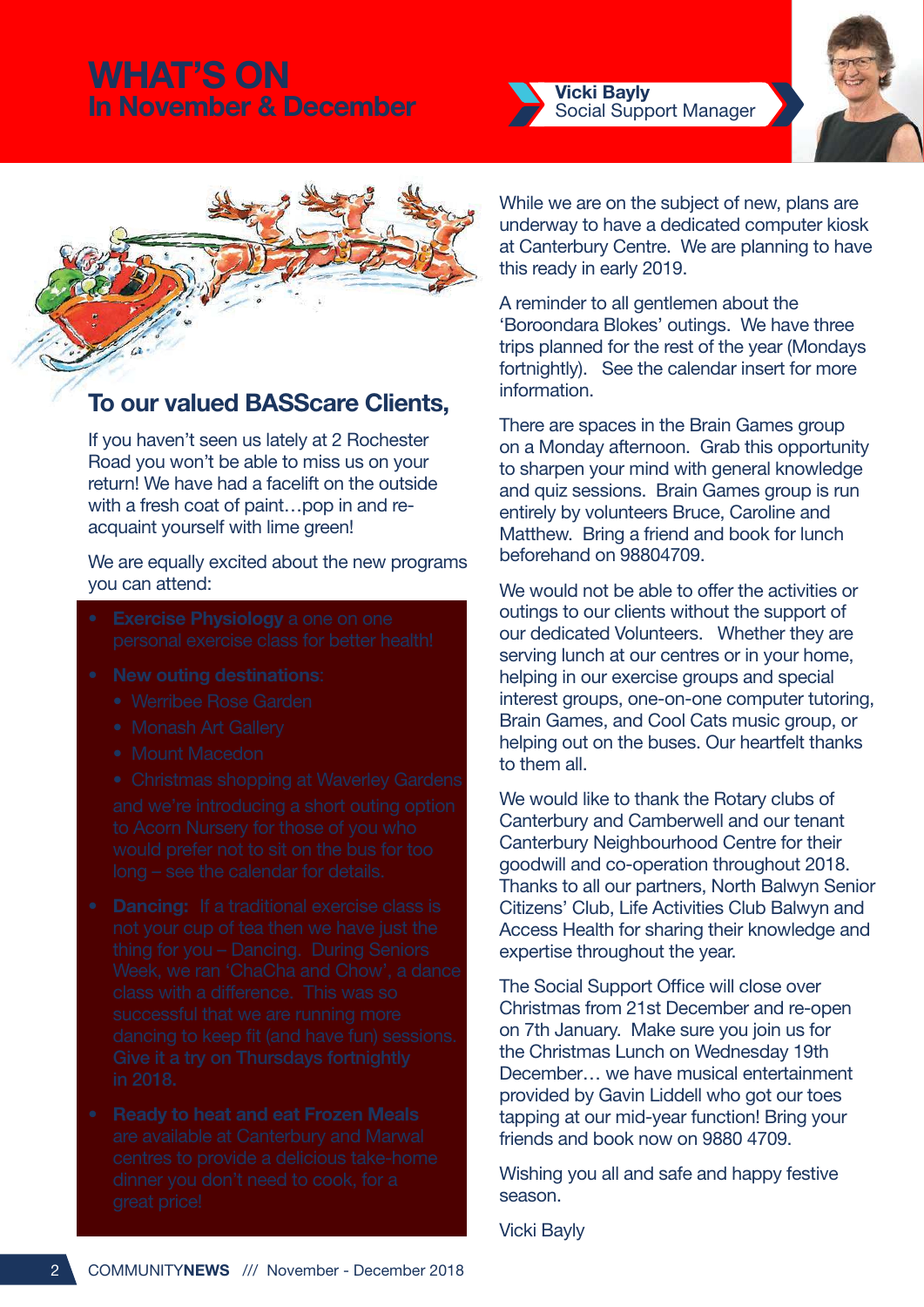# WHAT'S ON
## In November & December

**Vicki Bayly**
Social Support Manager

## To our valued BASScare Clients,

If you haven't seen us lately at 2 Rochester Road you won't be able to miss us on your return! We have had a facelift on the outside with a fresh coat of paint…pop in and re-acquaint yourself with lime green!

We are equally excited about the new programs you can attend:

- **Exercise Physiology** a one on one personal exercise class for better health!
- **New outing destinations**:
  - Werribee Rose Garden
  - Monash Art Gallery
  - Mount Macedon
  - Christmas shopping at Waverley Gardens

  and we're introducing a short outing option to Acorn Nursery for those of you who would prefer not to sit on the bus for too long – see the calendar for details.
- **Dancing:** If a traditional exercise class is not your cup of tea then we have just the thing for you – Dancing. During Seniors Week, we ran 'ChaCha and Chow', a dance class with a difference. This was so successful that we are running more dancing to keep fit (and have fun) sessions. **Give it a try on Thursdays fortnightly in 2018.**
- **Ready to heat and eat Frozen Meals** are available at Canterbury and Marwal centres to provide a delicious take-home dinner you don't need to cook, for a great price!

While we are on the subject of new, plans are underway to have a dedicated computer kiosk at Canterbury Centre. We are planning to have this ready in early 2019.

A reminder to all gentlemen about the 'Boroondara Blokes' outings. We have three trips planned for the rest of the year (Mondays fortnightly). See the calendar insert for more information.

There are spaces in the Brain Games group on a Monday afternoon. Grab this opportunity to sharpen your mind with general knowledge and quiz sessions. Brain Games group is run entirely by volunteers Bruce, Caroline and Matthew. Bring a friend and book for lunch beforehand on 98804709.

We would not be able to offer the activities or outings to our clients without the support of our dedicated Volunteers. Whether they are serving lunch at our centres or in your home, helping in our exercise groups and special interest groups, one-on-one computer tutoring, Brain Games, and Cool Cats music group, or helping out on the buses. Our heartfelt thanks to them all.

We would like to thank the Rotary clubs of Canterbury and Camberwell and our tenant Canterbury Neighbourhood Centre for their goodwill and co-operation throughout 2018. Thanks to all our partners, North Balwyn Senior Citizens' Club, Life Activities Club Balwyn and Access Health for sharing their knowledge and expertise throughout the year.

The Social Support Office will close over Christmas from 21st December and re-open on 7th January. Make sure you join us for the Christmas Lunch on Wednesday 19th December… we have musical entertainment provided by Gavin Liddell who got our toes tapping at our mid-year function! Bring your friends and book now on 9880 4709.

Wishing you all and safe and happy festive season.

Vicki Bayly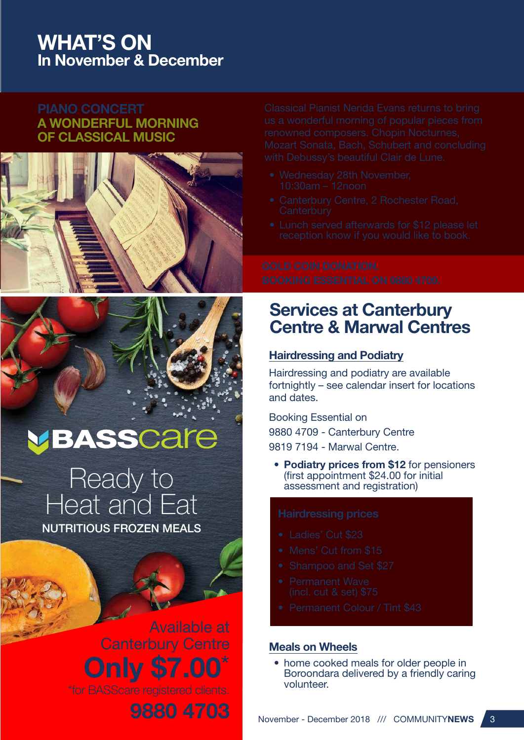# WHAT'S ON
## In November & December

### PIANO CONCERT
### A WONDERFUL MORNING OF CLASSICAL MUSIC

Classical Pianist Nerida Evans returns to bring us a wonderful morning of popular pieces from renowned composers. Chopin Nocturnes, Mozart Sonata, Bach, Schubert and concluding with Debussy's beautiful Clair de Lune.

- Wednesday 28th November, 10:30am – 12noon
- Canterbury Centre, 2 Rochester Road, Canterbury
- Lunch served afterwards for $12 please let reception know if you would like to book.

**GOLD COIN DONATION.**
**BOOKING ESSENTIAL ON 9880 4709.**

BASScare

Ready to Heat and Eat

NUTRITIOUS FROZEN MEALS

Available at Canterbury Centre

**Only $7.00***

*for BASScare registered clients.

**9880 4703**

## Services at Canterbury Centre & Marwal Centres

### Hairdressing and Podiatry

Hairdressing and podiatry are available fortnightly – see calendar insert for locations and dates.

Booking Essential on
9880 4709 - Canterbury Centre
9819 7194 - Marwal Centre.

- **Podiatry prices from $12** for pensioners (first appointment $24.00 for initial assessment and registration)

**Hairdressing prices**

- Ladies' Cut $23
- Mens' Cut from $15
- Shampoo and Set $27
- Permanent Wave (incl. cut & set) $75
- Permanent Colour / Tint $43

### Meals on Wheels

- home cooked meals for older people in Boroondara delivered by a friendly caring volunteer.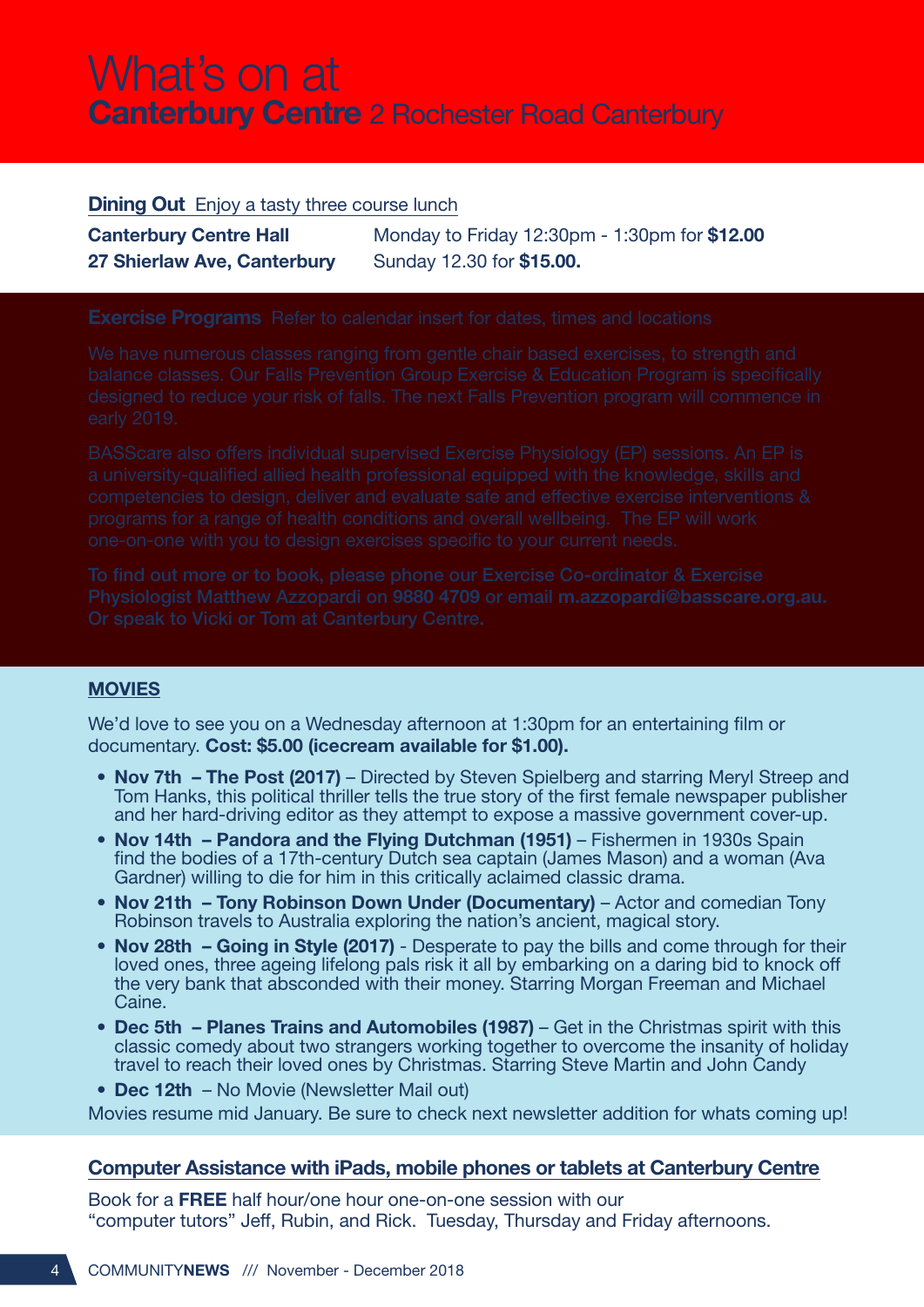# What's on at
## Canterbury Centre 2 Rochester Road Canterbury

**Dining Out** Enjoy a tasty three course lunch

**Canterbury Centre Hall**
**27 Shierlaw Ave, Canterbury**

Monday to Friday 12:30pm - 1:30pm for **$12.00**
Sunday 12.30 for **$15.00.**

**Exercise Programs** Refer to calendar insert for dates, times and locations

We have numerous classes ranging from gentle chair based exercises, to strength and balance classes. Our Falls Prevention Group Exercise & Education Program is specifically designed to reduce your risk of falls. The next Falls Prevention program will commence in early 2019.

BASScare also offers individual supervised Exercise Physiology (EP) sessions. An EP is a university-qualified allied health professional equipped with the knowledge, skills and competencies to design, deliver and evaluate safe and effective exercise interventions & programs for a range of health conditions and overall wellbeing. The EP will work one-on-one with you to design exercises specific to your current needs.

To find out more or to book, please phone our Exercise Co-ordinator & Exercise Physiologist Matthew Azzopardi on **9880 4709** or email **m.azzopardi@basscare.org.au.** Or speak to Vicki or Tom at Canterbury Centre.

**MOVIES**

We'd love to see you on a Wednesday afternoon at 1:30pm for an entertaining film or documentary. **Cost: $5.00 (icecream available for $1.00).**

- **Nov 7th – The Post (2017)** – Directed by Steven Spielberg and starring Meryl Streep and Tom Hanks, this political thriller tells the true story of the first female newspaper publisher and her hard-driving editor as they attempt to expose a massive government cover-up.
- **Nov 14th – Pandora and the Flying Dutchman (1951)** – Fishermen in 1930s Spain find the bodies of a 17th-century Dutch sea captain (James Mason) and a woman (Ava Gardner) willing to die for him in this critically aclaimed classic drama.
- **Nov 21th – Tony Robinson Down Under (Documentary)** – Actor and comedian Tony Robinson travels to Australia exploring the nation's ancient, magical story.
- **Nov 28th – Going in Style (2017)** - Desperate to pay the bills and come through for their loved ones, three ageing lifelong pals risk it all by embarking on a daring bid to knock off the very bank that absconded with their money. Starring Morgan Freeman and Michael Caine.
- **Dec 5th – Planes Trains and Automobiles (1987)** – Get in the Christmas spirit with this classic comedy about two strangers working together to overcome the insanity of holiday travel to reach their loved ones by Christmas. Starring Steve Martin and John Candy
- **Dec 12th** – No Movie (Newsletter Mail out)

Movies resume mid January. Be sure to check next newsletter addition for whats coming up!

**Computer Assistance with iPads, mobile phones or tablets at Canterbury Centre**

Book for a **FREE** half hour/one hour one-on-one session with our "computer tutors" Jeff, Rubin, and Rick. Tuesday, Thursday and Friday afternoons.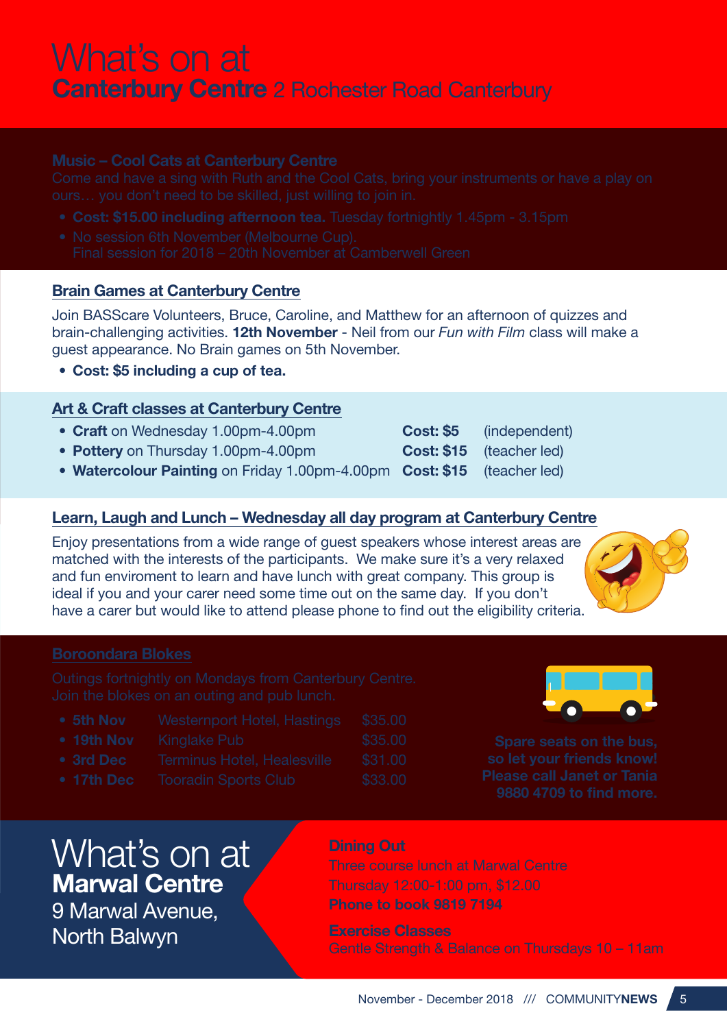# What's on at
## Canterbury Centre 2 Rochester Road Canterbury

### Music – Cool Cats at Canterbury Centre

Come and have a sing with Ruth and the Cool Cats, bring your instruments or have a play on ours… you don't need to be skilled, just willing to join in.

- **Cost: $15.00 including afternoon tea.** Tuesday fortnightly 1.45pm - 3.15pm
- No session 6th November (Melbourne Cup). Final session for 2018 – 20th November at Camberwell Green

### Brain Games at Canterbury Centre

Join BASScare Volunteers, Bruce, Caroline, and Matthew for an afternoon of quizzes and brain-challenging activities. **12th November** - Neil from our *Fun with Film* class will make a guest appearance. No Brain games on 5th November.

- **Cost: $5 including a cup of tea.**

### Art & Craft classes at Canterbury Centre

- **Craft** on Wednesday 1.00pm-4.00pm **Cost: $5** (independent)
- **Pottery** on Thursday 1.00pm-4.00pm **Cost: $15** (teacher led)
- **Watercolour Painting** on Friday 1.00pm-4.00pm **Cost: $15** (teacher led)

### Learn, Laugh and Lunch – Wednesday all day program at Canterbury Centre

Enjoy presentations from a wide range of guest speakers whose interest areas are matched with the interests of the participants. We make sure it's a very relaxed and fun enviroment to learn and have lunch with great company. This group is ideal if you and your carer need some time out on the same day. If you don't have a carer but would like to attend please phone to find out the eligibility criteria.

### Boroondara Blokes

Outings fortnightly on Mondays from Canterbury Centre. Join the blokes on an outing and pub lunch.

- **5th Nov** Westernport Hotel, Hastings $35.00
- **19th Nov** Kinglake Pub $35.00
- **3rd Dec** Terminus Hotel, Healesville $31.00
- **17th Dec** Tooradin Sports Club $33.00

**Spare seats on the bus, so let your friends know! Please call Janet or Tania 9880 4709 to find more.**

# What's on at
## Marwal Centre
9 Marwal Avenue, North Balwyn

### Dining Out

Three course lunch at Marwal Centre Thursday 12:00-1:00 pm, $12.00

**Phone to book 9819 7194**

### Exercise Classes

Gentle Strength & Balance on Thursdays 10 – 11am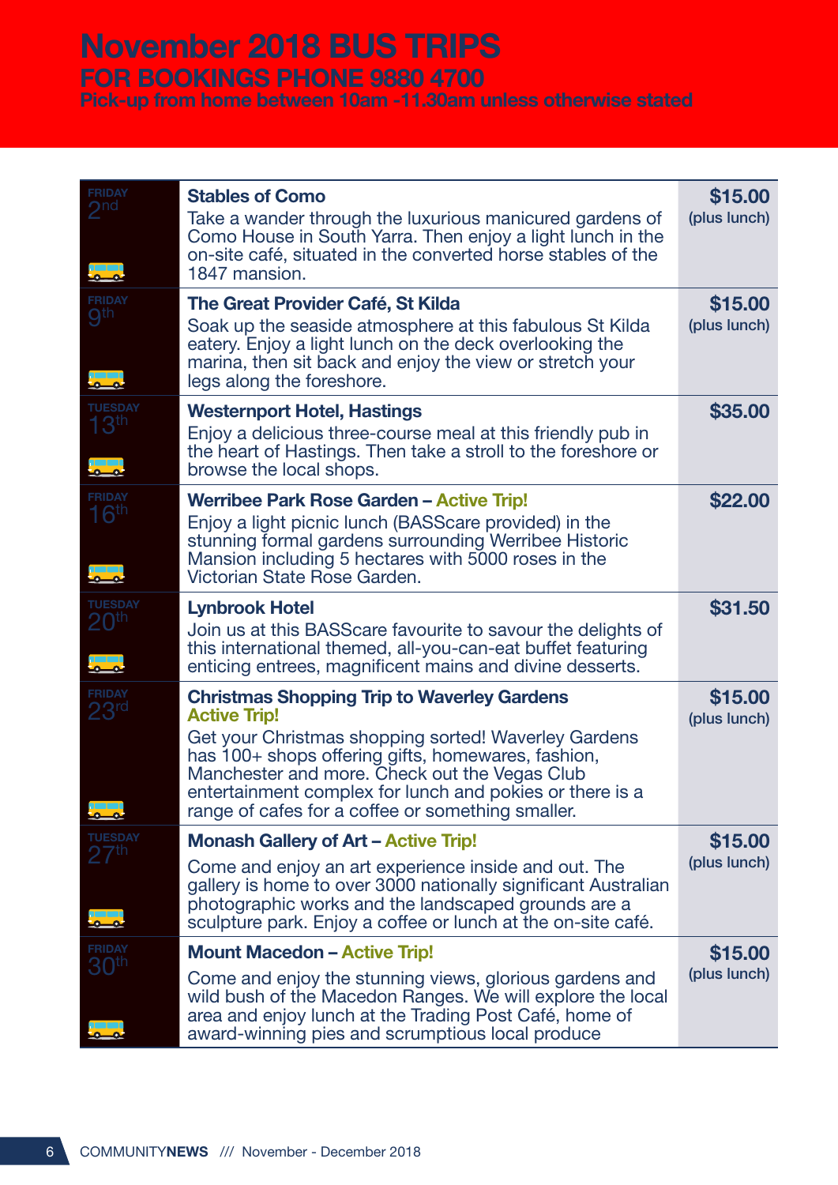# November 2018 BUS TRIPS

## FOR BOOKINGS PHONE 9880 4700

**Pick-up from home between 10am -11.30am unless otherwise stated**

| Date | Trip | Cost |
|---|---|---|
| FRIDAY 2nd | **Stables of Como**<br>Take a wander through the luxurious manicured gardens of Como House in South Yarra. Then enjoy a light lunch in the on-site café, situated in the converted horse stables of the 1847 mansion. | **$15.00** (plus lunch) |
| FRIDAY 9th | **The Great Provider Café, St Kilda**<br>Soak up the seaside atmosphere at this fabulous St Kilda eatery. Enjoy a light lunch on the deck overlooking the marina, then sit back and enjoy the view or stretch your legs along the foreshore. | **$15.00** (plus lunch) |
| TUESDAY 13th | **Westernport Hotel, Hastings**<br>Enjoy a delicious three-course meal at this friendly pub in the heart of Hastings. Then take a stroll to the foreshore or browse the local shops. | **$35.00** |
| FRIDAY 16th | **Werribee Park Rose Garden – Active Trip!**<br>Enjoy a light picnic lunch (BASScare provided) in the stunning formal gardens surrounding Werribee Historic Mansion including 5 hectares with 5000 roses in the Victorian State Rose Garden. | **$22.00** |
| TUESDAY 20th | **Lynbrook Hotel**<br>Join us at this BASScare favourite to savour the delights of this international themed, all-you-can-eat buffet featuring enticing entrees, magnificent mains and divine desserts. | **$31.50** |
| FRIDAY 23rd | **Christmas Shopping Trip to Waverley Gardens Active Trip!**<br>Get your Christmas shopping sorted! Waverley Gardens has 100+ shops offering gifts, homewares, fashion, Manchester and more. Check out the Vegas Club entertainment complex for lunch and pokies or there is a range of cafes for a coffee or something smaller. | **$15.00** (plus lunch) |
| TUESDAY 27th | **Monash Gallery of Art – Active Trip!**<br>Come and enjoy an art experience inside and out. The gallery is home to over 3000 nationally significant Australian photographic works and the landscaped grounds are a sculpture park. Enjoy a coffee or lunch at the on-site café. | **$15.00** (plus lunch) |
| FRIDAY 30th | **Mount Macedon – Active Trip!**<br>Come and enjoy the stunning views, glorious gardens and wild bush of the Macedon Ranges. We will explore the local area and enjoy lunch at the Trading Post Café, home of award-winning pies and scrumptious local produce | **$15.00** (plus lunch) |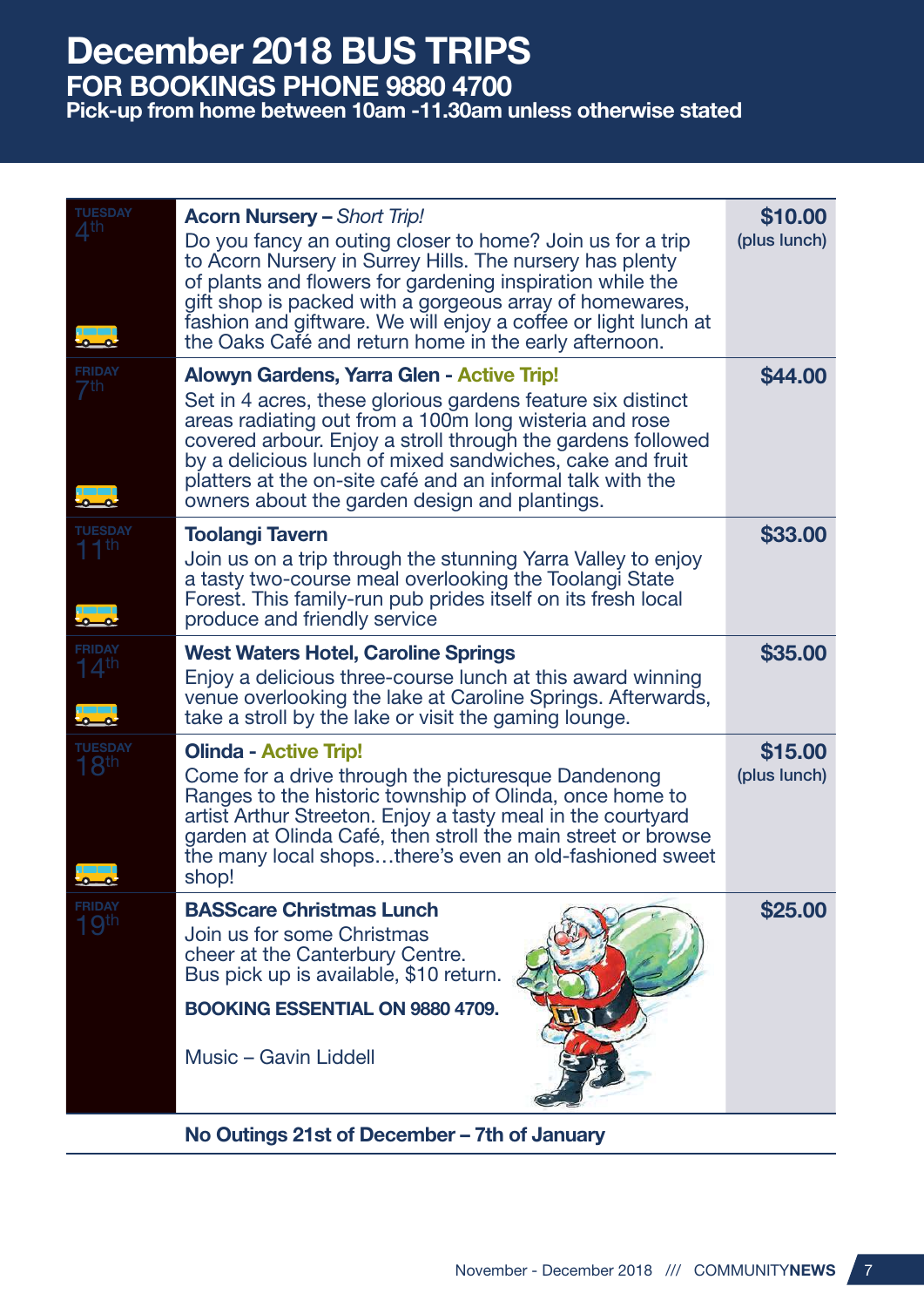# December 2018 BUS TRIPS

## FOR BOOKINGS PHONE 9880 4700

**Pick-up from home between 10am -11.30am unless otherwise stated**

| Date | Trip | Price |
|---|---|---|
| TUESDAY 4th | **Acorn Nursery –** *Short Trip!* Do you fancy an outing closer to home? Join us for a trip to Acorn Nursery in Surrey Hills. The nursery has plenty of plants and flowers for gardening inspiration while the gift shop is packed with a gorgeous array of homewares, fashion and giftware. We will enjoy a coffee or light lunch at the Oaks Café and return home in the early afternoon. | **$10.00** (plus lunch) |
| FRIDAY 7th | **Alowyn Gardens, Yarra Glen - Active Trip!** Set in 4 acres, these glorious gardens feature six distinct areas radiating out from a 100m long wisteria and rose covered arbour. Enjoy a stroll through the gardens followed by a delicious lunch of mixed sandwiches, cake and fruit platters at the on-site café and an informal talk with the owners about the garden design and plantings. | **$44.00** |
| TUESDAY 11th | **Toolangi Tavern** Join us on a trip through the stunning Yarra Valley to enjoy a tasty two-course meal overlooking the Toolangi State Forest. This family-run pub prides itself on its fresh local produce and friendly service | **$33.00** |
| FRIDAY 14th | **West Waters Hotel, Caroline Springs** Enjoy a delicious three-course lunch at this award winning venue overlooking the lake at Caroline Springs. Afterwards, take a stroll by the lake or visit the gaming lounge. | **$35.00** |
| TUESDAY 18th | **Olinda - Active Trip!** Come for a drive through the picturesque Dandenong Ranges to the historic township of Olinda, once home to artist Arthur Streeton. Enjoy a tasty meal in the courtyard garden at Olinda Café, then stroll the main street or browse the many local shops…there's even an old-fashioned sweet shop! | **$15.00** (plus lunch) |
| FRIDAY 19th | **BASScare Christmas Lunch** Join us for some Christmas cheer at the Canterbury Centre. Bus pick up is available, $10 return. **BOOKING ESSENTIAL ON 9880 4709.** Music – Gavin Liddell | **$25.00** |

**No Outings 21st of December – 7th of January**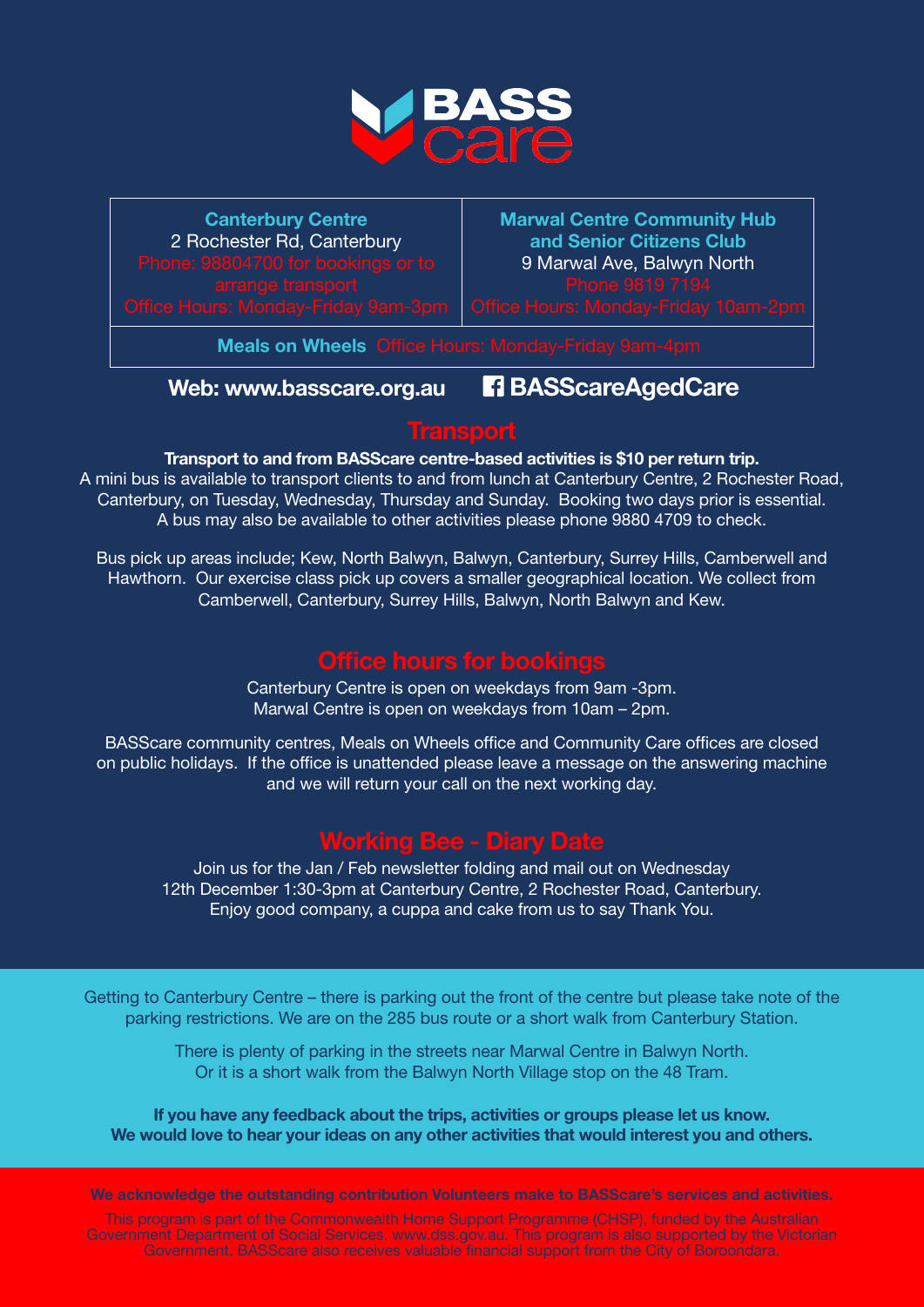# BASS care

| Canterbury Centre | Marwal Centre Community Hub and Senior Citizens Club |
| --- | --- |
| 2 Rochester Rd, Canterbury | 9 Marwal Ave, Balwyn North |
| Phone: 98804700 for bookings or to arrange transport | Phone 9819 7194 |
| Office Hours: Monday-Friday 9am-3pm | Office Hours: Monday-Friday 10am-2pm |

**Meals on Wheels** Office Hours: Monday-Friday 9am-4pm

**Web: www.basscare.org.au** **BASScareAgedCare**

## Transport

**Transport to and from BASScare centre-based activities is $10 per return trip.**

A mini bus is available to transport clients to and from lunch at Canterbury Centre, 2 Rochester Road, Canterbury, on Tuesday, Wednesday, Thursday and Sunday. Booking two days prior is essential. A bus may also be available to other activities please phone 9880 4709 to check.

Bus pick up areas include; Kew, North Balwyn, Balwyn, Canterbury, Surrey Hills, Camberwell and Hawthorn. Our exercise class pick up covers a smaller geographical location. We collect from Camberwell, Canterbury, Surrey Hills, Balwyn, North Balwyn and Kew.

## Office hours for bookings

Canterbury Centre is open on weekdays from 9am -3pm.
Marwal Centre is open on weekdays from 10am – 2pm.

BASScare community centres, Meals on Wheels office and Community Care offices are closed on public holidays. If the office is unattended please leave a message on the answering machine and we will return your call on the next working day.

## Working Bee - Diary Date

Join us for the Jan / Feb newsletter folding and mail out on Wednesday 12th December 1:30-3pm at Canterbury Centre, 2 Rochester Road, Canterbury. Enjoy good company, a cuppa and cake from us to say Thank You.

Getting to Canterbury Centre – there is parking out the front of the centre but please take note of the parking restrictions. We are on the 285 bus route or a short walk from Canterbury Station.

There is plenty of parking in the streets near Marwal Centre in Balwyn North. Or it is a short walk from the Balwyn North Village stop on the 48 Tram.

**If you have any feedback about the trips, activities or groups please let us know. We would love to hear your ideas on any other activities that would interest you and others.**

**We acknowledge the outstanding contribution Volunteers make to BASScare's services and activities.**

This program is part of the Commonwealth Home Support Programme (CHSP), funded by the Australian Government Department of Social Services. www.dss.gov.au. This program is also supported by the Victorian Government. BASScare also receives valuable financial support from the City of Boroondara.